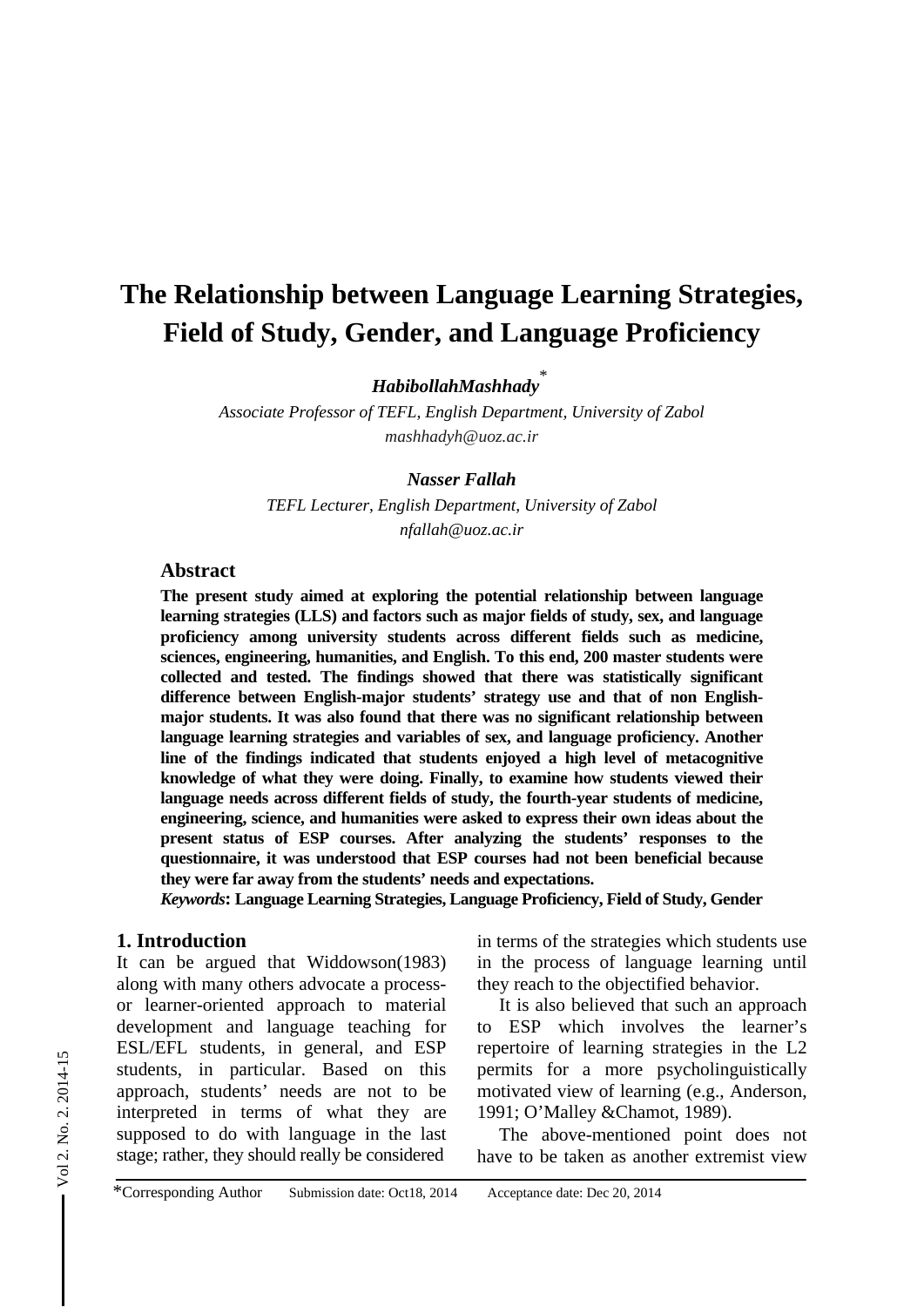# The Relationship between Language Learning Strategies, Field of Study, Gender, and Language Proficiency

***HabibollahMashhady*** *

*Associate Professor of TEFL, English Department, University of Zabol*
*mashhadyh@uoz.ac.ir*

***Nasser Fallah***

*TEFL Lecturer, English Department, University of Zabol*
*nfallah@uoz.ac.ir*

## Abstract

**The present study aimed at exploring the potential relationship between language learning strategies (LLS) and factors such as major fields of study, sex, and language proficiency among university students across different fields such as medicine, sciences, engineering, humanities, and English. To this end, 200 master students were collected and tested. The findings showed that there was statistically significant difference between English-major students' strategy use and that of non English-major students. It was also found that there was no significant relationship between language learning strategies and variables of sex, and language proficiency. Another line of the findings indicated that students enjoyed a high level of metacognitive knowledge of what they were doing. Finally, to examine how students viewed their language needs across different fields of study, the fourth-year students of medicine, engineering, science, and humanities were asked to express their own ideas about the present status of ESP courses. After analyzing the students' responses to the questionnaire, it was understood that ESP courses had not been beneficial because they were far away from the students' needs and expectations.**

***Keywords*: Language Learning Strategies, Language Proficiency, Field of Study, Gender**

## 1. Introduction

It can be argued that Widdowson(1983) along with many others advocate a process- or learner-oriented approach to material development and language teaching for ESL/EFL students, in general, and ESP students, in particular. Based on this approach, students' needs are not to be interpreted in terms of what they are supposed to do with language in the last stage; rather, they should really be considered in terms of the strategies which students use in the process of language learning until they reach to the objectified behavior.

It is also believed that such an approach to ESP which involves the learner's repertoire of learning strategies in the L2 permits for a more psycholinguistically motivated view of learning (e.g., Anderson, 1991; O'Malley &Chamot, 1989).

The above-mentioned point does not have to be taken as another extremist view

*Corresponding Author    Submission date: Oct18, 2014    Acceptance date: Dec 20, 2014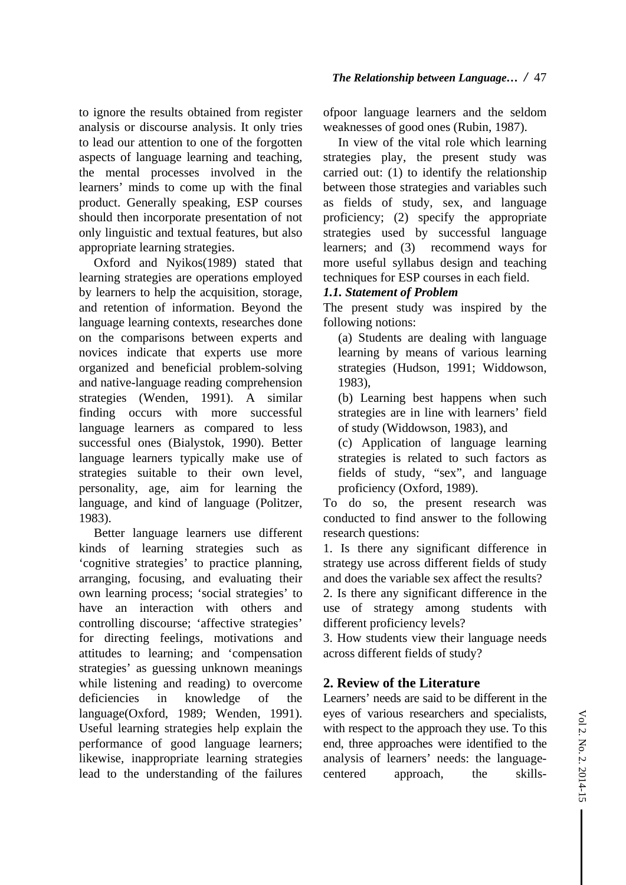to ignore the results obtained from register analysis or discourse analysis. It only tries to lead our attention to one of the forgotten aspects of language learning and teaching, the mental processes involved in the learners' minds to come up with the final product. Generally speaking, ESP courses should then incorporate presentation of not only linguistic and textual features, but also appropriate learning strategies.

Oxford and Nyikos(1989) stated that learning strategies are operations employed by learners to help the acquisition, storage, and retention of information. Beyond the language learning contexts, researches done on the comparisons between experts and novices indicate that experts use more organized and beneficial problem-solving and native-language reading comprehension strategies (Wenden, 1991). A similar finding occurs with more successful language learners as compared to less successful ones (Bialystok, 1990). Better language learners typically make use of strategies suitable to their own level, personality, age, aim for learning the language, and kind of language (Politzer, 1983).

Better language learners use different kinds of learning strategies such as 'cognitive strategies' to practice planning, arranging, focusing, and evaluating their own learning process; 'social strategies' to have an interaction with others and controlling discourse; 'affective strategies' for directing feelings, motivations and attitudes to learning; and 'compensation strategies' as guessing unknown meanings while listening and reading) to overcome deficiencies in knowledge of the language(Oxford, 1989; Wenden, 1991). Useful learning strategies help explain the performance of good language learners; likewise, inappropriate learning strategies lead to the understanding of the failures ofpoor language learners and the seldom weaknesses of good ones (Rubin, 1987).

In view of the vital role which learning strategies play, the present study was carried out: (1) to identify the relationship between those strategies and variables such as fields of study, sex, and language proficiency; (2) specify the appropriate strategies used by successful language learners; and (3) recommend ways for more useful syllabus design and teaching techniques for ESP courses in each field.

### *1.1. Statement of Problem*

The present study was inspired by the following notions:

(a) Students are dealing with language learning by means of various learning strategies (Hudson, 1991; Widdowson, 1983),

(b) Learning best happens when such strategies are in line with learners' field of study (Widdowson, 1983), and

(c) Application of language learning strategies is related to such factors as fields of study, "sex", and language proficiency (Oxford, 1989).

To do so, the present research was conducted to find answer to the following research questions:

1. Is there any significant difference in strategy use across different fields of study and does the variable sex affect the results?
2. Is there any significant difference in the use of strategy among students with different proficiency levels?
3. How students view their language needs across different fields of study?

## 2. Review of the Literature

Learners' needs are said to be different in the eyes of various researchers and specialists, with respect to the approach they use. To this end, three approaches were identified to the analysis of learners' needs: the language-centered approach, the skills-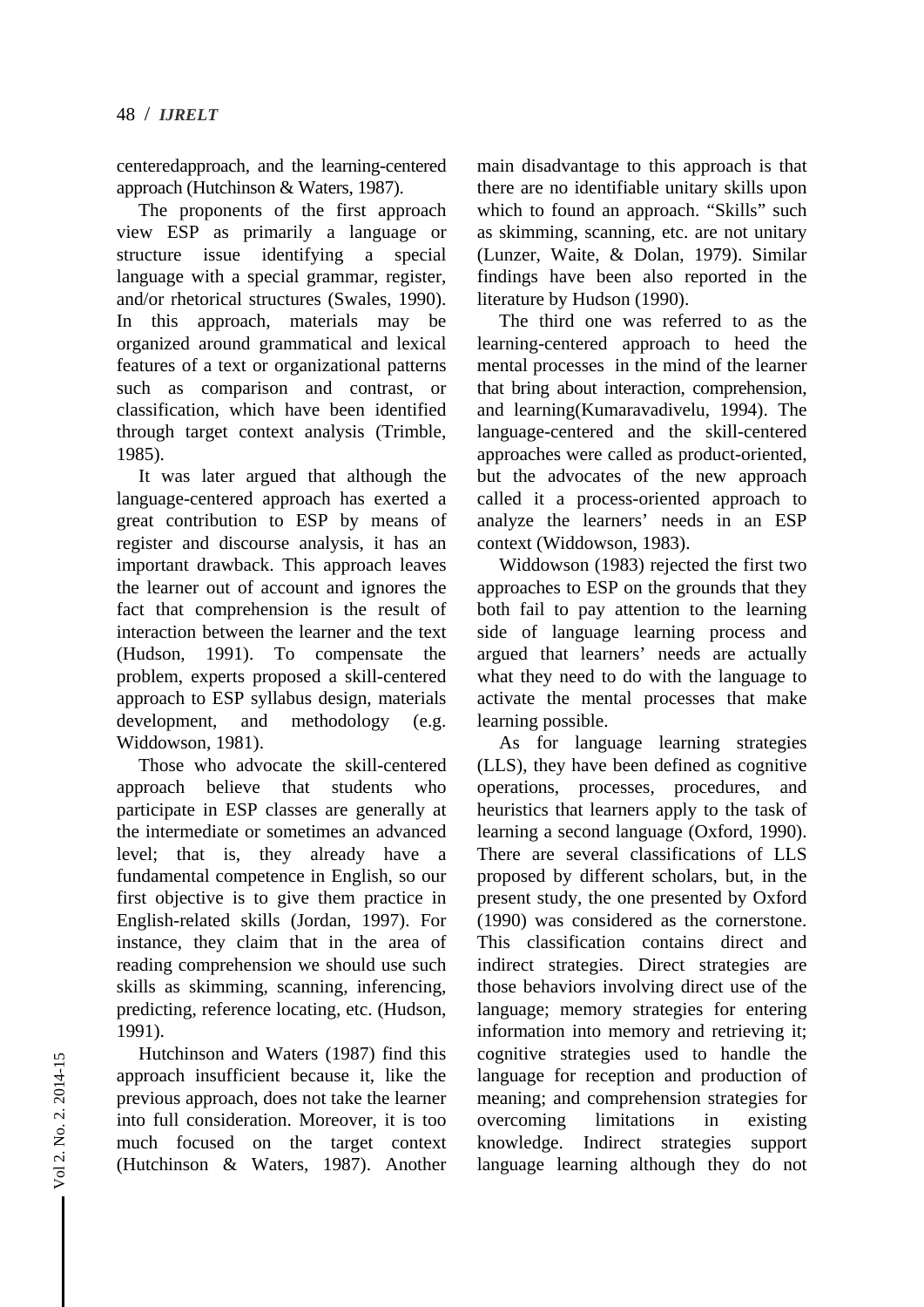centeredapproach, and the learning-centered approach (Hutchinson & Waters, 1987).

The proponents of the first approach view ESP as primarily a language or structure issue identifying a special language with a special grammar, register, and/or rhetorical structures (Swales, 1990). In this approach, materials may be organized around grammatical and lexical features of a text or organizational patterns such as comparison and contrast, or classification, which have been identified through target context analysis (Trimble, 1985).

It was later argued that although the language-centered approach has exerted a great contribution to ESP by means of register and discourse analysis, it has an important drawback. This approach leaves the learner out of account and ignores the fact that comprehension is the result of interaction between the learner and the text (Hudson, 1991). To compensate the problem, experts proposed a skill-centered approach to ESP syllabus design, materials development, and methodology (e.g. Widdowson, 1981).

Those who advocate the skill-centered approach believe that students who participate in ESP classes are generally at the intermediate or sometimes an advanced level; that is, they already have a fundamental competence in English, so our first objective is to give them practice in English-related skills (Jordan, 1997). For instance, they claim that in the area of reading comprehension we should use such skills as skimming, scanning, inferencing, predicting, reference locating, etc. (Hudson, 1991).

Hutchinson and Waters (1987) find this approach insufficient because it, like the previous approach, does not take the learner into full consideration. Moreover, it is too much focused on the target context (Hutchinson & Waters, 1987). Another main disadvantage to this approach is that there are no identifiable unitary skills upon which to found an approach. "Skills" such as skimming, scanning, etc. are not unitary (Lunzer, Waite, & Dolan, 1979). Similar findings have been also reported in the literature by Hudson (1990).

The third one was referred to as the learning-centered approach to heed the mental processes in the mind of the learner that bring about interaction, comprehension, and learning(Kumaravadivelu, 1994). The language-centered and the skill-centered approaches were called as product-oriented, but the advocates of the new approach called it a process-oriented approach to analyze the learners' needs in an ESP context (Widdowson, 1983).

Widdowson (1983) rejected the first two approaches to ESP on the grounds that they both fail to pay attention to the learning side of language learning process and argued that learners' needs are actually what they need to do with the language to activate the mental processes that make learning possible.

As for language learning strategies (LLS), they have been defined as cognitive operations, processes, procedures, and heuristics that learners apply to the task of learning a second language (Oxford, 1990). There are several classifications of LLS proposed by different scholars, but, in the present study, the one presented by Oxford (1990) was considered as the cornerstone. This classification contains direct and indirect strategies. Direct strategies are those behaviors involving direct use of the language; memory strategies for entering information into memory and retrieving it; cognitive strategies used to handle the language for reception and production of meaning; and comprehension strategies for overcoming limitations in existing knowledge. Indirect strategies support language learning although they do not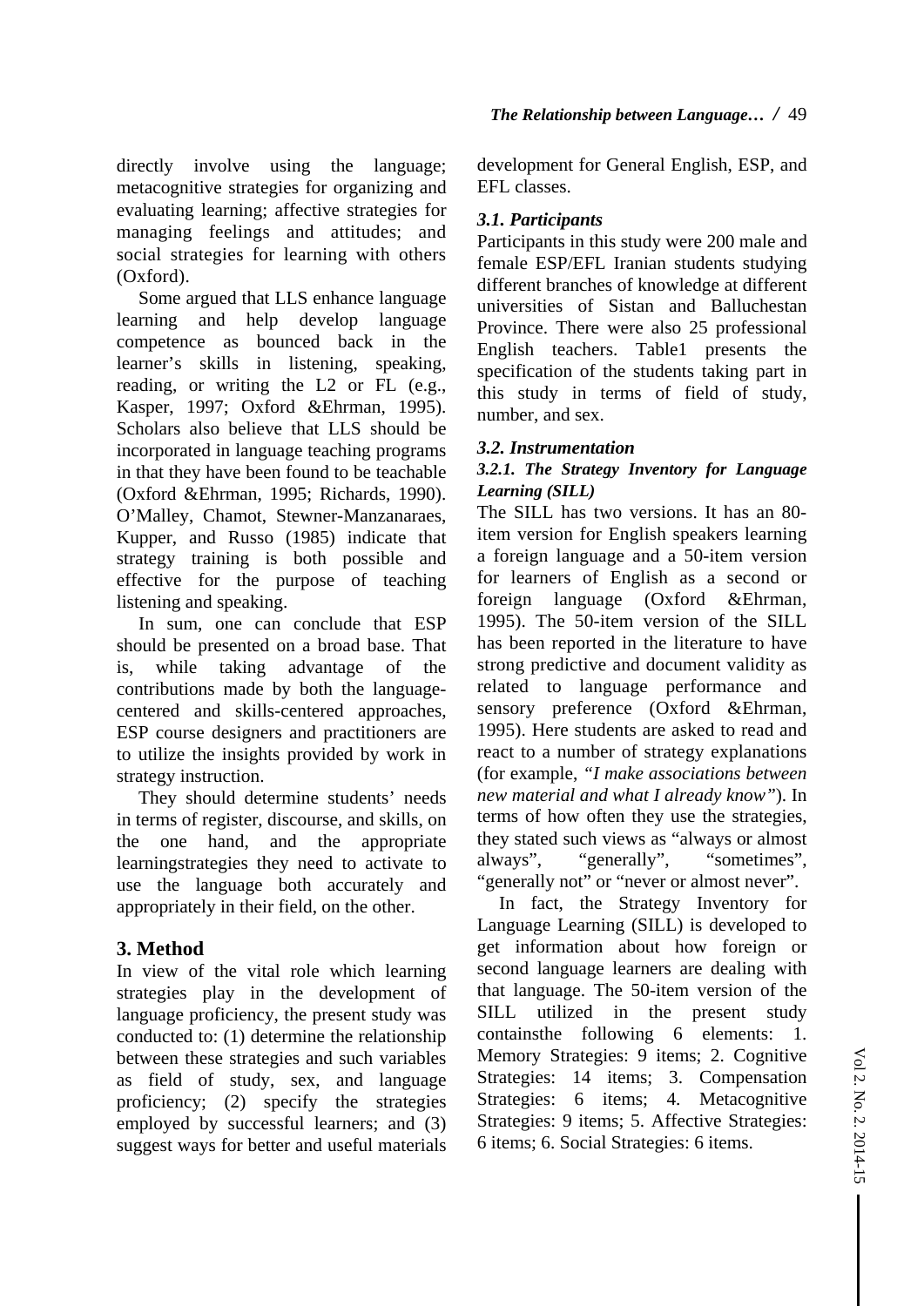directly involve using the language; metacognitive strategies for organizing and evaluating learning; affective strategies for managing feelings and attitudes; and social strategies for learning with others (Oxford).

Some argued that LLS enhance language learning and help develop language competence as bounced back in the learner's skills in listening, speaking, reading, or writing the L2 or FL (e.g., Kasper, 1997; Oxford &Ehrman, 1995). Scholars also believe that LLS should be incorporated in language teaching programs in that they have been found to be teachable (Oxford &Ehrman, 1995; Richards, 1990). O'Malley, Chamot, Stewner-Manzanaraes, Kupper, and Russo (1985) indicate that strategy training is both possible and effective for the purpose of teaching listening and speaking.

In sum, one can conclude that ESP should be presented on a broad base. That is, while taking advantage of the contributions made by both the language-centered and skills-centered approaches, ESP course designers and practitioners are to utilize the insights provided by work in strategy instruction.

They should determine students' needs in terms of register, discourse, and skills, on the one hand, and the appropriate learningstrategies they need to activate to use the language both accurately and appropriately in their field, on the other.

## 3. Method

In view of the vital role which learning strategies play in the development of language proficiency, the present study was conducted to: (1) determine the relationship between these strategies and such variables as field of study, sex, and language proficiency; (2) specify the strategies employed by successful learners; and (3) suggest ways for better and useful materials development for General English, ESP, and EFL classes.

### *3.1. Participants*

Participants in this study were 200 male and female ESP/EFL Iranian students studying different branches of knowledge at different universities of Sistan and Balluchestan Province. There were also 25 professional English teachers. Table1 presents the specification of the students taking part in this study in terms of field of study, number, and sex.

### *3.2. Instrumentation*

#### *3.2.1. The Strategy Inventory for Language Learning (SILL)*

The SILL has two versions. It has an 80-item version for English speakers learning a foreign language and a 50-item version for learners of English as a second or foreign language (Oxford &Ehrman, 1995). The 50-item version of the SILL has been reported in the literature to have strong predictive and document validity as related to language performance and sensory preference (Oxford &Ehrman, 1995). Here students are asked to read and react to a number of strategy explanations (for example, *"I make associations between new material and what I already know"*). In terms of how often they use the strategies, they stated such views as "always or almost always", "generally", "sometimes", "generally not" or "never or almost never".

In fact, the Strategy Inventory for Language Learning (SILL) is developed to get information about how foreign or second language learners are dealing with that language. The 50-item version of the SILL utilized in the present study containsthe following 6 elements: 1. Memory Strategies: 9 items; 2. Cognitive Strategies: 14 items; 3. Compensation Strategies: 6 items; 4. Metacognitive Strategies: 9 items; 5. Affective Strategies: 6 items; 6. Social Strategies: 6 items.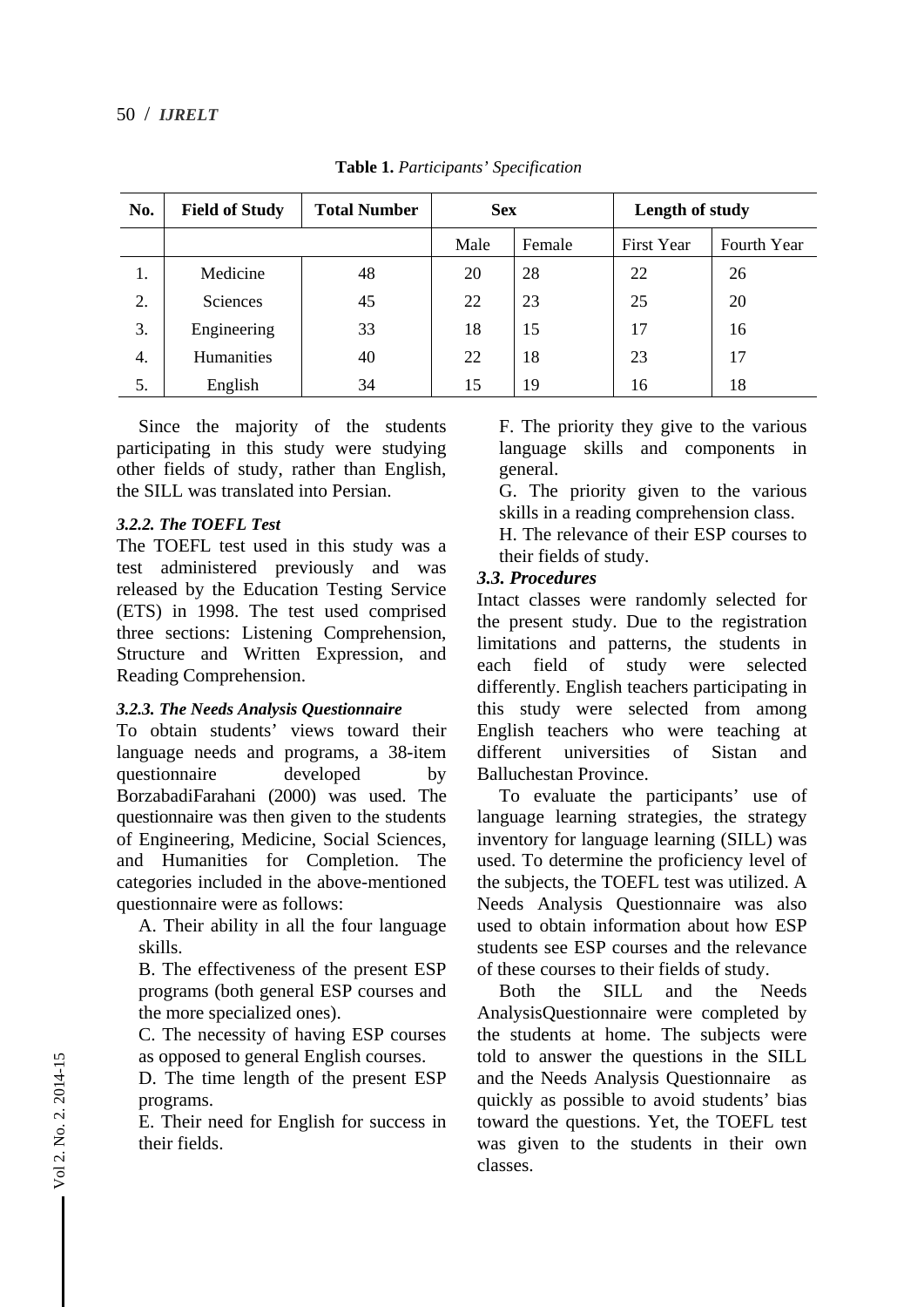**Table 1.** *Participants' Specification*

| No. | Field of Study | Total Number | Sex | | Length of study | |
|---|---|---|---|---|---|---|
| | | | Male | Female | First Year | Fourth Year |
| 1. | Medicine | 48 | 20 | 28 | 22 | 26 |
| 2. | Sciences | 45 | 22 | 23 | 25 | 20 |
| 3. | Engineering | 33 | 18 | 15 | 17 | 16 |
| 4. | Humanities | 40 | 22 | 18 | 23 | 17 |
| 5. | English | 34 | 15 | 19 | 16 | 18 |

Since the majority of the students participating in this study were studying other fields of study, rather than English, the SILL was translated into Persian.

#### *3.2.2. The TOEFL Test*

The TOEFL test used in this study was a test administered previously and was released by the Education Testing Service (ETS) in 1998. The test used comprised three sections: Listening Comprehension, Structure and Written Expression, and Reading Comprehension.

#### *3.2.3. The Needs Analysis Questionnaire*

To obtain students' views toward their language needs and programs, a 38-item questionnaire developed by BorzabadiFarahani (2000) was used. The questionnaire was then given to the students of Engineering, Medicine, Social Sciences, and Humanities for Completion. The categories included in the above-mentioned questionnaire were as follows:

A. Their ability in all the four language skills.

B. The effectiveness of the present ESP programs (both general ESP courses and the more specialized ones).

C. The necessity of having ESP courses as opposed to general English courses.

D. The time length of the present ESP programs.

E. Their need for English for success in their fields.

F. The priority they give to the various language skills and components in general.

G. The priority given to the various skills in a reading comprehension class.

H. The relevance of their ESP courses to their fields of study.

### *3.3. Procedures*

Intact classes were randomly selected for the present study. Due to the registration limitations and patterns, the students in each field of study were selected differently. English teachers participating in this study were selected from among English teachers who were teaching at different universities of Sistan and Balluchestan Province.

To evaluate the participants' use of language learning strategies, the strategy inventory for language learning (SILL) was used. To determine the proficiency level of the subjects, the TOEFL test was utilized. A Needs Analysis Questionnaire was also used to obtain information about how ESP students see ESP courses and the relevance of these courses to their fields of study.

Both the SILL and the Needs AnalysisQuestionnaire were completed by the students at home. The subjects were told to answer the questions in the SILL and the Needs Analysis Questionnaire as quickly as possible to avoid students' bias toward the questions. Yet, the TOEFL test was given to the students in their own classes.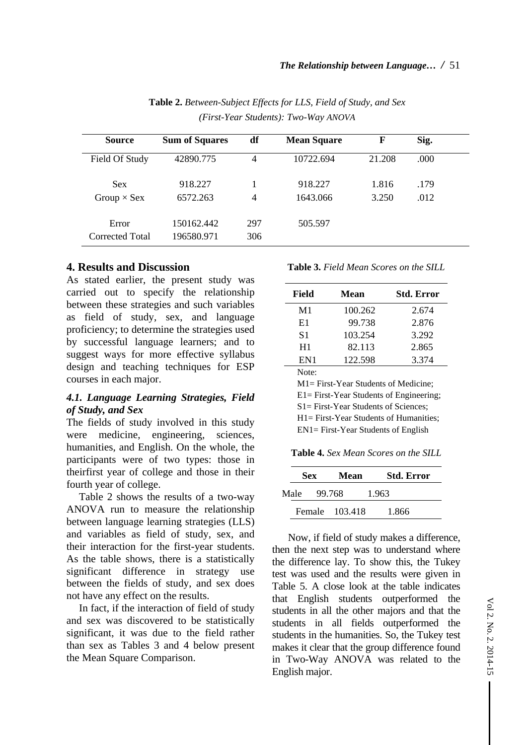**Table 2.** *Between-Subject Effects for LLS, Field of Study, and Sex (First-Year Students): Two-Way ANOVA*

| Source | Sum of Squares | df | Mean Square | F | Sig. |
|---|---|---|---|---|---|
| Field Of Study | 42890.775 | 4 | 10722.694 | 21.208 | .000 |
| Sex | 918.227 | 1 | 918.227 | 1.816 | .179 |
| Group × Sex | 6572.263 | 4 | 1643.066 | 3.250 | .012 |
| Error | 150162.442 | 297 | 505.597 | | |
| Corrected Total | 196580.971 | 306 | | | |

## 4. Results and Discussion

As stated earlier, the present study was carried out to specify the relationship between these strategies and such variables as field of study, sex, and language proficiency; to determine the strategies used by successful language learners; and to suggest ways for more effective syllabus design and teaching techniques for ESP courses in each major.

### *4.1. Language Learning Strategies, Field of Study, and Sex*

The fields of study involved in this study were medicine, engineering, sciences, humanities, and English. On the whole, the participants were of two types: those in theirfirst year of college and those in their fourth year of college.

Table 2 shows the results of a two-way ANOVA run to measure the relationship between language learning strategies (LLS) and variables as field of study, sex, and their interaction for the first-year students. As the table shows, there is a statistically significant difference in strategy use between the fields of study, and sex does not have any effect on the results.

In fact, if the interaction of field of study and sex was discovered to be statistically significant, it was due to the field rather than sex as Tables 3 and 4 below present the Mean Square Comparison.

**Table 3.** *Field Mean Scores on the SILL*

| Field | Mean | Std. Error |
|---|---|---|
| M1 | 100.262 | 2.674 |
| E1 | 99.738 | 2.876 |
| S1 | 103.254 | 3.292 |
| H1 | 82.113 | 2.865 |
| EN1 | 122.598 | 3.374 |

Note:
M1= First-Year Students of Medicine;
E1= First-Year Students of Engineering;
S1= First-Year Students of Sciences;
H1= First-Year Students of Humanities;
EN1= First-Year Students of English

**Table 4.** *Sex Mean Scores on the SILL*

| Sex | Mean | Std. Error |
|---|---|---|
| Male | 99.768 | 1.963 |
| Female | 103.418 | 1.866 |

Now, if field of study makes a difference, then the next step was to understand where the difference lay. To show this, the Tukey test was used and the results were given in Table 5. A close look at the table indicates that English students outperformed the students in all the other majors and that the students in all fields outperformed the students in the humanities. So, the Tukey test makes it clear that the group difference found in Two-Way ANOVA was related to the English major.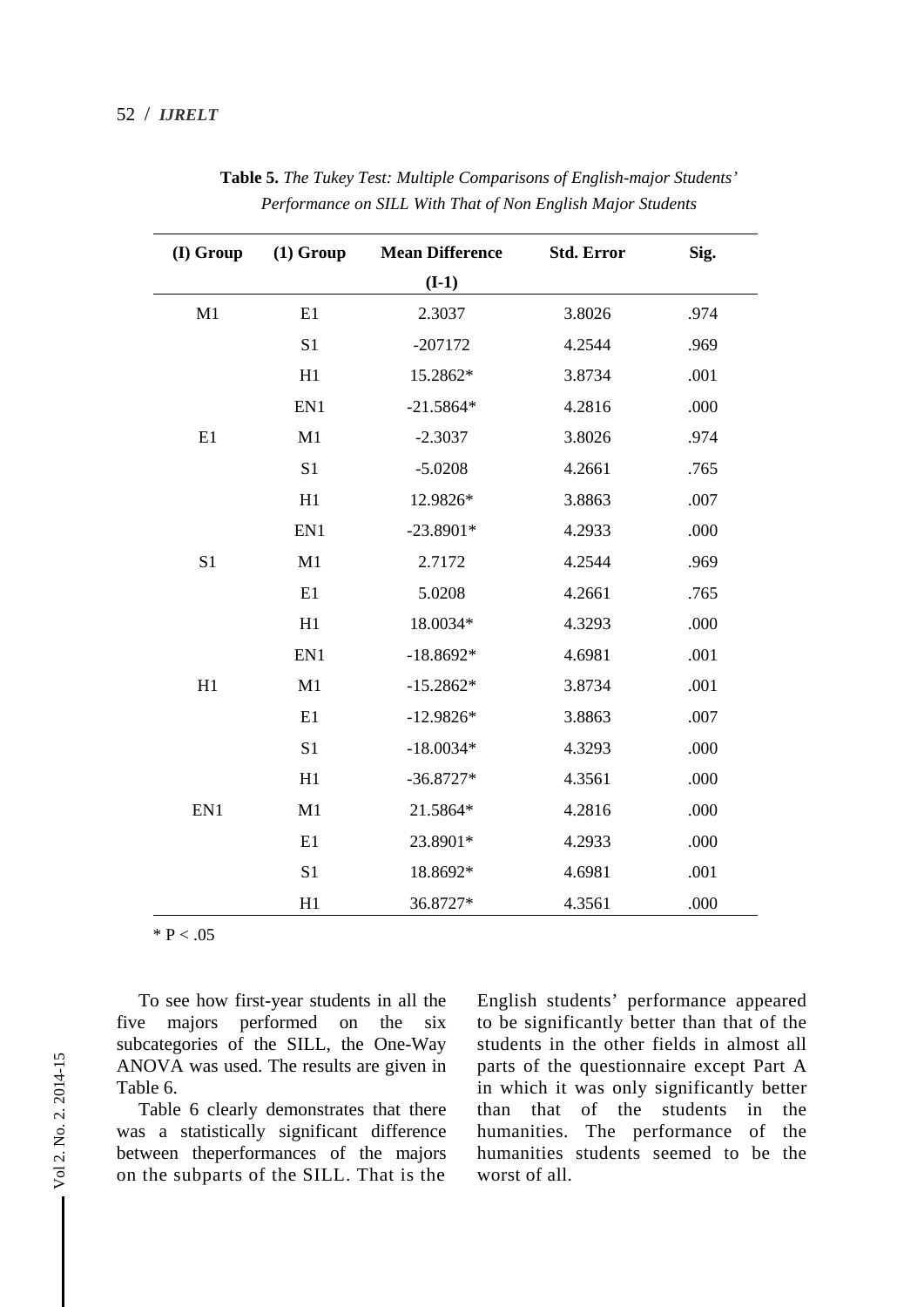**Table 5.** *The Tukey Test: Multiple Comparisons of English-major Students' Performance on SILL With That of Non English Major Students*

| (I) Group | (1) Group | Mean Difference (I-1) | Std. Error | Sig. |
|---|---|---|---|---|
| M1 | E1 | 2.3037 | 3.8026 | .974 |
| | S1 | -207172 | 4.2544 | .969 |
| | H1 | 15.2862* | 3.8734 | .001 |
| | EN1 | -21.5864* | 4.2816 | .000 |
| E1 | M1 | -2.3037 | 3.8026 | .974 |
| | S1 | -5.0208 | 4.2661 | .765 |
| | H1 | 12.9826* | 3.8863 | .007 |
| | EN1 | -23.8901* | 4.2933 | .000 |
| S1 | M1 | 2.7172 | 4.2544 | .969 |
| | E1 | 5.0208 | 4.2661 | .765 |
| | H1 | 18.0034* | 4.3293 | .000 |
| | EN1 | -18.8692* | 4.6981 | .001 |
| H1 | M1 | -15.2862* | 3.8734 | .001 |
| | E1 | -12.9826* | 3.8863 | .007 |
| | S1 | -18.0034* | 4.3293 | .000 |
| | H1 | -36.8727* | 4.3561 | .000 |
| EN1 | M1 | 21.5864* | 4.2816 | .000 |
| | E1 | 23.8901* | 4.2933 | .000 |
| | S1 | 18.8692* | 4.6981 | .001 |
| | H1 | 36.8727* | 4.3561 | .000 |

* $P < .05$

To see how first-year students in all the five majors performed on the six subcategories of the SILL, the One-Way ANOVA was used. The results are given in Table 6.

Table 6 clearly demonstrates that there was a statistically significant difference between theperformances of the majors on the subparts of the SILL. That is the English students' performance appeared to be significantly better than that of the students in the other fields in almost all parts of the questionnaire except Part A in which it was only significantly better than that of the students in the humanities. The performance of the humanities students seemed to be the worst of all.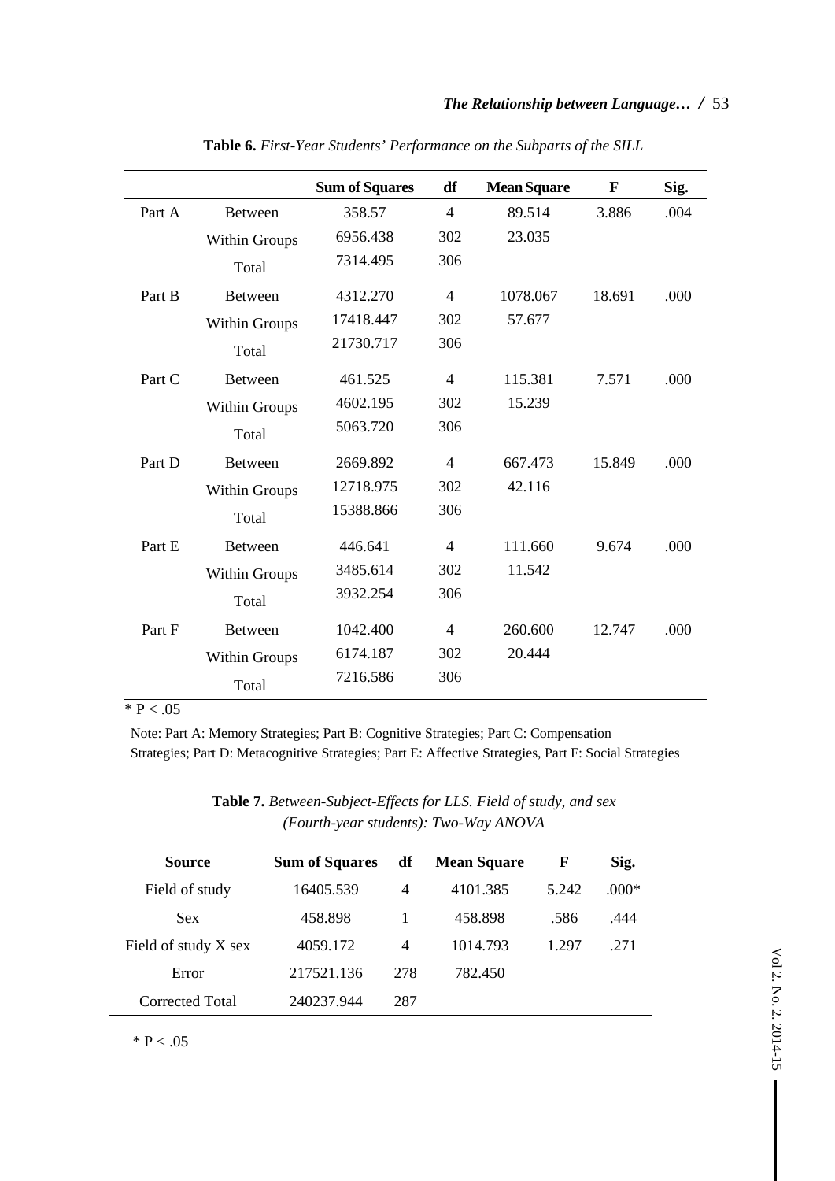**Table 6.** *First-Year Students' Performance on the Subparts of the SILL*

| | | Sum of Squares | df | Mean Square | F | Sig. |
|---|---|---|---|---|---|---|
| Part A | Between | 358.57 | 4 | 89.514 | 3.886 | .004 |
| | Within Groups | 6956.438 | 302 | 23.035 | | |
| | Total | 7314.495 | 306 | | | |
| Part B | Between | 4312.270 | 4 | 1078.067 | 18.691 | .000 |
| | Within Groups | 17418.447 | 302 | 57.677 | | |
| | Total | 21730.717 | 306 | | | |
| Part C | Between | 461.525 | 4 | 115.381 | 7.571 | .000 |
| | Within Groups | 4602.195 | 302 | 15.239 | | |
| | Total | 5063.720 | 306 | | | |
| Part D | Between | 2669.892 | 4 | 667.473 | 15.849 | .000 |
| | Within Groups | 12718.975 | 302 | 42.116 | | |
| | Total | 15388.866 | 306 | | | |
| Part E | Between | 446.641 | 4 | 111.660 | 9.674 | .000 |
| | Within Groups | 3485.614 | 302 | 11.542 | | |
| | Total | 3932.254 | 306 | | | |
| Part F | Between | 1042.400 | 4 | 260.600 | 12.747 | .000 |
| | Within Groups | 6174.187 | 302 | 20.444 | | |
| | Total | 7216.586 | 306 | | | |

\* $P < .05$

Note: Part A: Memory Strategies; Part B: Cognitive Strategies; Part C: Compensation Strategies; Part D: Metacognitive Strategies; Part E: Affective Strategies, Part F: Social Strategies

**Table 7.** *Between-Subject-Effects for LLS. Field of study, and sex (Fourth-year students): Two-Way ANOVA*

| Source | Sum of Squares | df | Mean Square | F | Sig. |
|---|---|---|---|---|---|
| Field of study | 16405.539 | 4 | 4101.385 | 5.242 | .000* |
| Sex | 458.898 | 1 | 458.898 | .586 | .444 |
| Field of study X sex | 4059.172 | 4 | 1014.793 | 1.297 | .271 |
| Error | 217521.136 | 278 | 782.450 | | |
| Corrected Total | 240237.944 | 287 | | | |

\* $P < .05$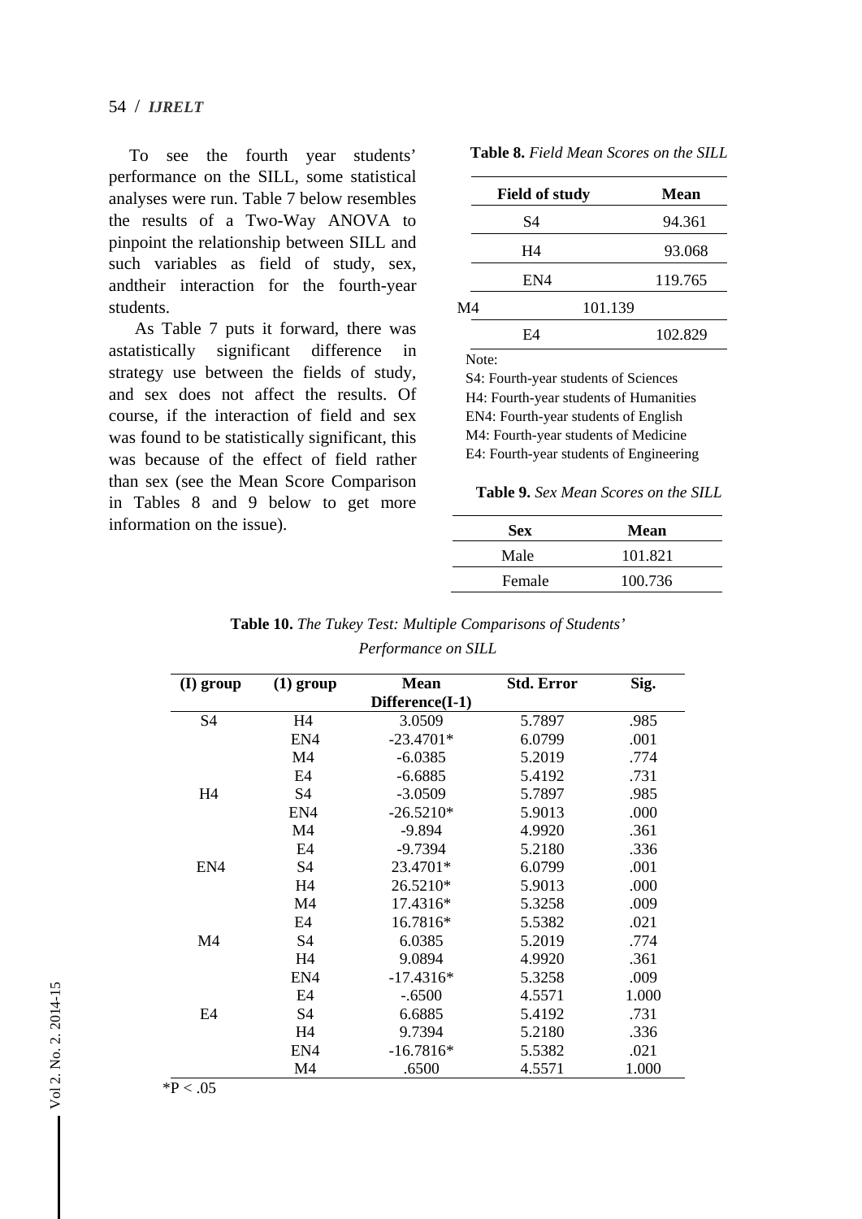To see the fourth year students' performance on the SILL, some statistical analyses were run. Table 7 below resembles the results of a Two-Way ANOVA to pinpoint the relationship between SILL and such variables as field of study, sex, andtheir interaction for the fourth-year students.

As Table 7 puts it forward, there was astatistically significant difference in strategy use between the fields of study, and sex does not affect the results. Of course, if the interaction of field and sex was found to be statistically significant, this was because of the effect of field rather than sex (see the Mean Score Comparison in Tables 8 and 9 below to get more information on the issue).

**Table 8.** *Field Mean Scores on the SILL*

| Field of study | Mean |
|---|---|
| S4 | 94.361 |
| H4 | 93.068 |
| EN4 | 119.765 |
| M4 | 101.139 |
| E4 | 102.829 |

Note:
S4: Fourth-year students of Sciences
H4: Fourth-year students of Humanities
EN4: Fourth-year students of English
M4: Fourth-year students of Medicine
E4: Fourth-year students of Engineering

**Table 9.** *Sex Mean Scores on the SILL*

| Sex | Mean |
|---|---|
| Male | 101.821 |
| Female | 100.736 |

**Table 10.** *The Tukey Test: Multiple Comparisons of Students' Performance on SILL*

| (I) group | (1) group | Mean Difference(I-1) | Std. Error | Sig. |
|---|---|---|---|---|
| S4 | H4 | 3.0509 | 5.7897 | .985 |
| | EN4 | -23.4701* | 6.0799 | .001 |
| | M4 | -6.0385 | 5.2019 | .774 |
| | E4 | -6.6885 | 5.4192 | .731 |
| H4 | S4 | -3.0509 | 5.7897 | .985 |
| | EN4 | -26.5210* | 5.9013 | .000 |
| | M4 | -9.894 | 4.9920 | .361 |
| | E4 | -9.7394 | 5.2180 | .336 |
| EN4 | S4 | 23.4701* | 6.0799 | .001 |
| | H4 | 26.5210* | 5.9013 | .000 |
| | M4 | 17.4316* | 5.3258 | .009 |
| | E4 | 16.7816* | 5.5382 | .021 |
| M4 | S4 | 6.0385 | 5.2019 | .774 |
| | H4 | 9.0894 | 4.9920 | .361 |
| | EN4 | -17.4316* | 5.3258 | .009 |
| | E4 | -.6500 | 4.5571 | 1.000 |
| E4 | S4 | 6.6885 | 5.4192 | .731 |
| | H4 | 9.7394 | 5.2180 | .336 |
| | EN4 | -16.7816* | 5.5382 | .021 |
| | M4 | .6500 | 4.5571 | 1.000 |

*P < .05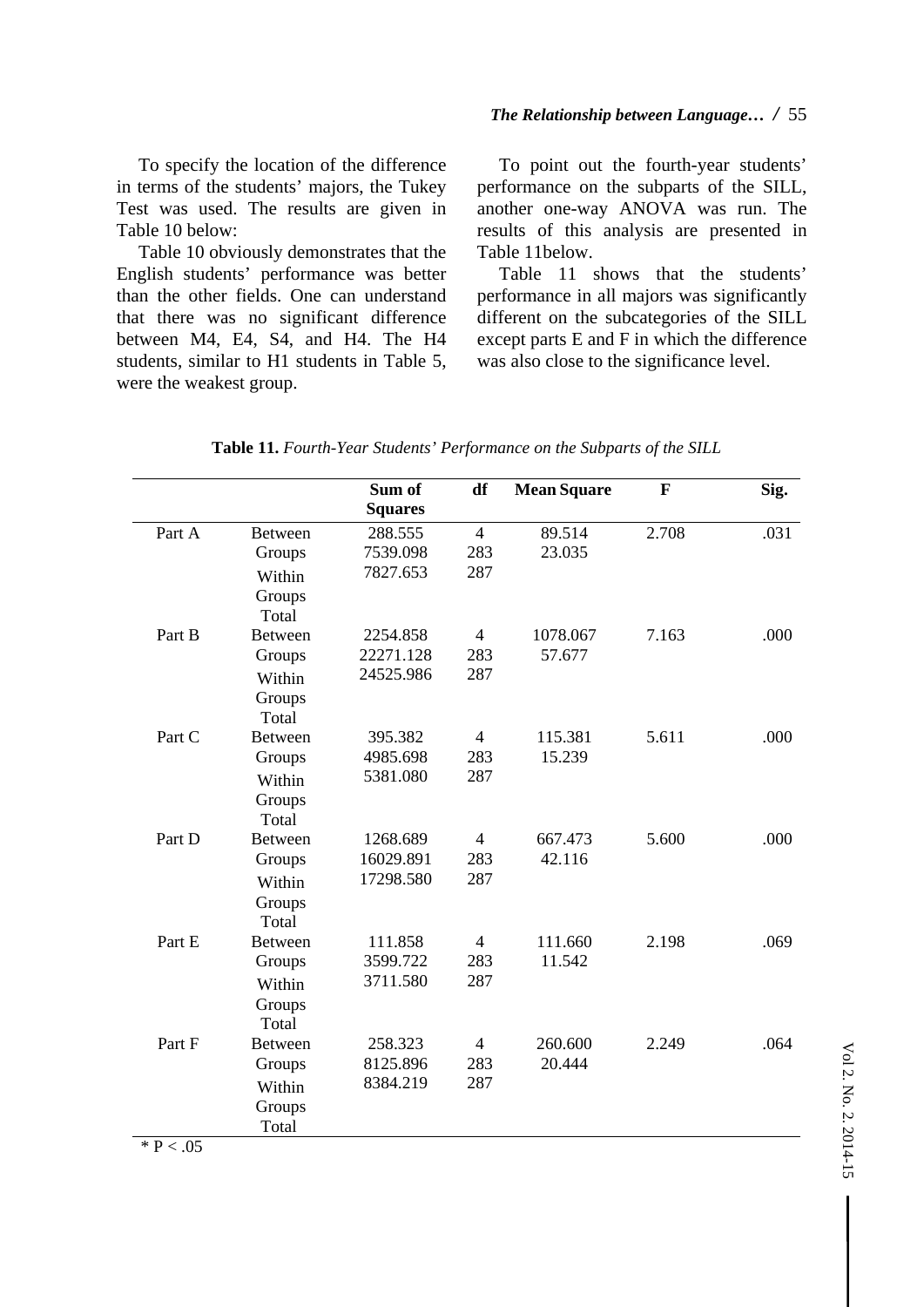To specify the location of the difference in terms of the students' majors, the Tukey Test was used. The results are given in Table 10 below:

Table 10 obviously demonstrates that the English students' performance was better than the other fields. One can understand that there was no significant difference between M4, E4, S4, and H4. The H4 students, similar to H1 students in Table 5, were the weakest group.

To point out the fourth-year students' performance on the subparts of the SILL, another one-way ANOVA was run. The results of this analysis are presented in Table 11below.

Table 11 shows that the students' performance in all majors was significantly different on the subcategories of the SILL except parts E and F in which the difference was also close to the significance level.

**Table 11.** *Fourth-Year Students' Performance on the Subparts of the SILL*

| | | Sum of Squares | df | Mean Square | F | Sig. |
|---|---|---|---|---|---|---|
| Part A | Between Groups | 288.555 | 4 | 89.514 | 2.708 | .031 |
| | Within Groups | 7539.098 | 283 | 23.035 | | |
| | Total | 7827.653 | 287 | | | |
| Part B | Between Groups | 2254.858 | 4 | 1078.067 | 7.163 | .000 |
| | Within Groups | 22271.128 | 283 | 57.677 | | |
| | Total | 24525.986 | 287 | | | |
| Part C | Between Groups | 395.382 | 4 | 115.381 | 5.611 | .000 |
| | Within Groups | 4985.698 | 283 | 15.239 | | |
| | Total | 5381.080 | 287 | | | |
| Part D | Between Groups | 1268.689 | 4 | 667.473 | 5.600 | .000 |
| | Within Groups | 16029.891 | 283 | 42.116 | | |
| | Total | 17298.580 | 287 | | | |
| Part E | Between Groups | 111.858 | 4 | 111.660 | 2.198 | .069 |
| | Within Groups | 3599.722 | 283 | 11.542 | | |
| | Total | 3711.580 | 287 | | | |
| Part F | Between Groups | 258.323 | 4 | 260.600 | 2.249 | .064 |
| | Within Groups | 8125.896 | 283 | 20.444 | | |
| | Total | 8384.219 | 287 | | | |

* $P < .05$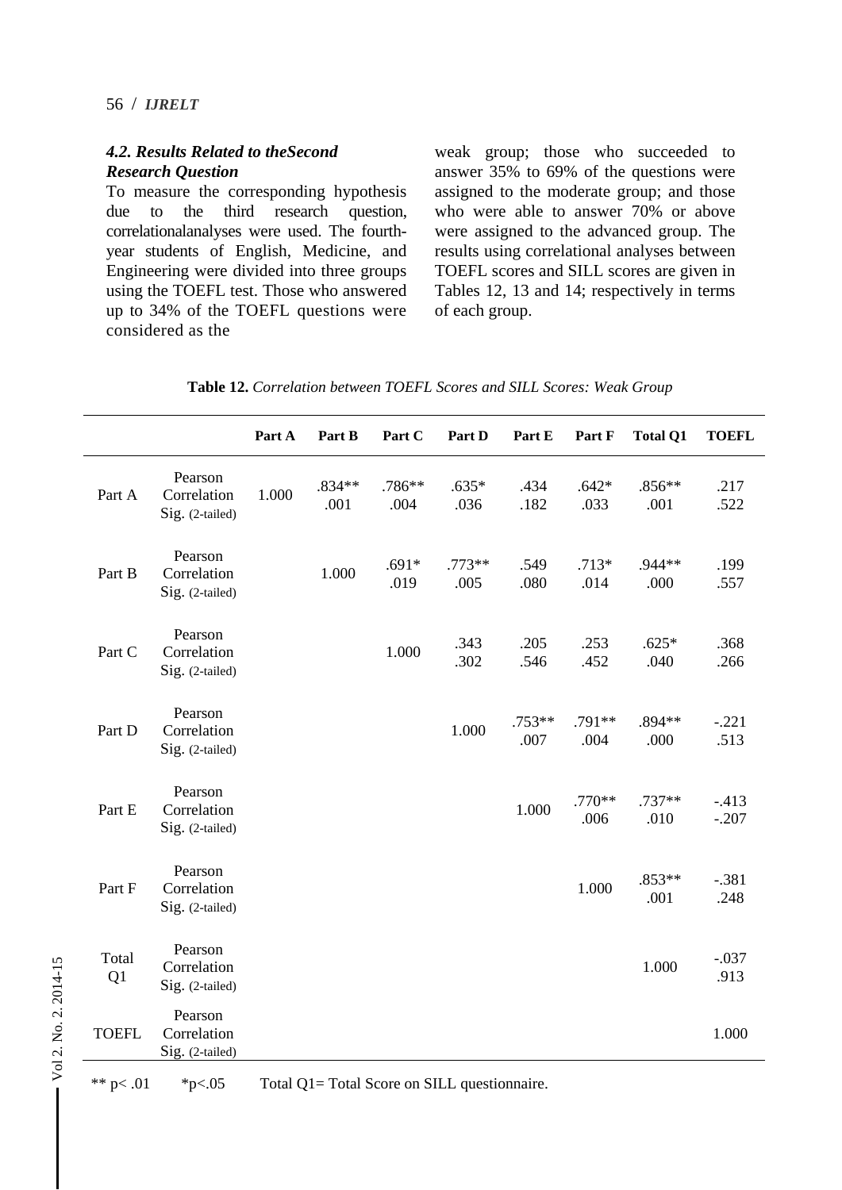### *4.2. Results Related to theSecond Research Question*

To measure the corresponding hypothesis due to the third research question, correlationalanalyses were used. The fourth-year students of English, Medicine, and Engineering were divided into three groups using the TOEFL test. Those who answered up to 34% of the TOEFL questions were considered as the weak group; those who succeeded to answer 35% to 69% of the questions were assigned to the moderate group; and those who were able to answer 70% or above were assigned to the advanced group. The results using correlational analyses between TOEFL scores and SILL scores are given in Tables 12, 13 and 14; respectively in terms of each group.

**Table 12.** *Correlation between TOEFL Scores and SILL Scores: Weak Group*

| | | Part A | Part B | Part C | Part D | Part E | Part F | Total Q1 | TOEFL |
|---|---|---|---|---|---|---|---|---|---|
| Part A | Pearson Correlation<br>Sig. (2-tailed) | 1.000 | .834**<br>.001 | .786**<br>.004 | .635*<br>.036 | .434<br>.182 | .642*<br>.033 | .856**<br>.001 | .217<br>.522 |
| Part B | Pearson Correlation<br>Sig. (2-tailed) | | 1.000 | .691*<br>.019 | .773**<br>.005 | .549<br>.080 | .713*<br>.014 | .944**<br>.000 | .199<br>.557 |
| Part C | Pearson Correlation<br>Sig. (2-tailed) | | | 1.000 | .343<br>.302 | .205<br>.546 | .253<br>.452 | .625*<br>.040 | .368<br>.266 |
| Part D | Pearson Correlation<br>Sig. (2-tailed) | | | | 1.000 | .753**<br>.007 | .791**<br>.004 | .894**<br>.000 | -.221<br>.513 |
| Part E | Pearson Correlation<br>Sig. (2-tailed) | | | | | 1.000 | .770**<br>.006 | .737**<br>.010 | -.413<br>-.207 |
| Part F | Pearson Correlation<br>Sig. (2-tailed) | | | | | | 1.000 | .853**<br>.001 | -.381<br>.248 |
| Total Q1 | Pearson Correlation<br>Sig. (2-tailed) | | | | | | | 1.000 | -.037<br>.913 |
| TOEFL | Pearson Correlation<br>Sig. (2-tailed) | | | | | | | | 1.000 |

** p< .01 &nbsp;&nbsp;&nbsp; *p<.05 &nbsp;&nbsp;&nbsp; Total Q1= Total Score on SILL questionnaire.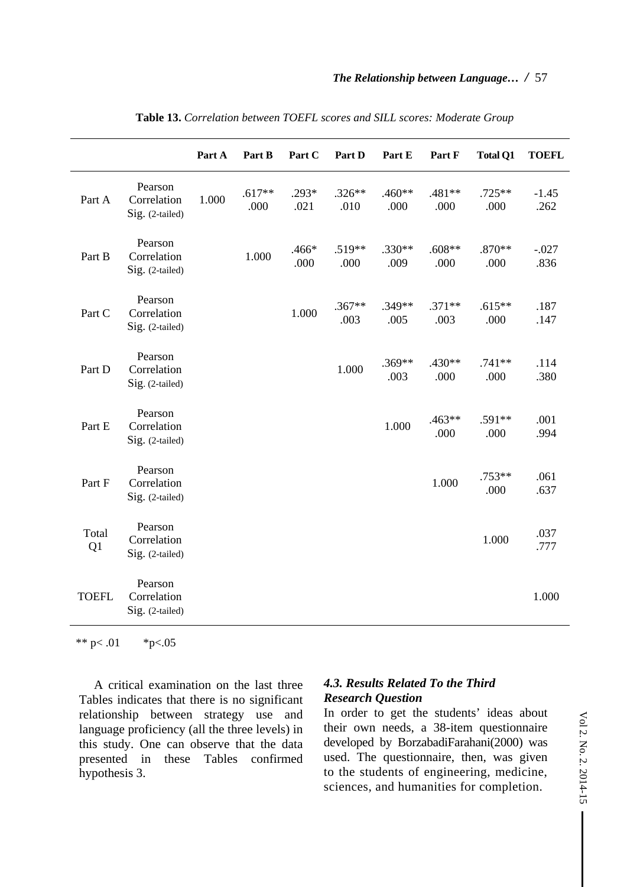**Table 13.** *Correlation between TOEFL scores and SILL scores: Moderate Group*

| | | Part A | Part B | Part C | Part D | Part E | Part F | Total Q1 | TOEFL |
|---|---|---|---|---|---|---|---|---|---|
| Part A | Pearson Correlation<br>Sig. (2-tailed) | 1.000 | .617**<br>.000 | .293*<br>.021 | .326**<br>.010 | .460**<br>.000 | .481**<br>.000 | .725**<br>.000 | -1.45<br>.262 |
| Part B | Pearson Correlation<br>Sig. (2-tailed) | | 1.000 | .466*<br>.000 | .519**<br>.000 | .330**<br>.009 | .608**<br>.000 | .870**<br>.000 | -.027<br>.836 |
| Part C | Pearson Correlation<br>Sig. (2-tailed) | | | 1.000 | .367**<br>.003 | .349**<br>.005 | .371**<br>.003 | .615**<br>.000 | .187<br>.147 |
| Part D | Pearson Correlation<br>Sig. (2-tailed) | | | | 1.000 | .369**<br>.003 | .430**<br>.000 | .741**<br>.000 | .114<br>.380 |
| Part E | Pearson Correlation<br>Sig. (2-tailed) | | | | | 1.000 | .463**<br>.000 | .591**<br>.000 | .001<br>.994 |
| Part F | Pearson Correlation<br>Sig. (2-tailed) | | | | | | 1.000 | .753**<br>.000 | .061<br>.637 |
| Total Q1 | Pearson Correlation<br>Sig. (2-tailed) | | | | | | | 1.000 | .037<br>.777 |
| TOEFL | Pearson Correlation<br>Sig. (2-tailed) | | | | | | | | 1.000 |

** p< .01   *p<.05

A critical examination on the last three Tables indicates that there is no significant relationship between strategy use and language proficiency (all the three levels) in this study. One can observe that the data presented in these Tables confirmed hypothesis 3.

### *4.3. Results Related To the Third Research Question*

In order to get the students' ideas about their own needs, a 38-item questionnaire developed by BorzabadiFarahani(2000) was used. The questionnaire, then, was given to the students of engineering, medicine, sciences, and humanities for completion.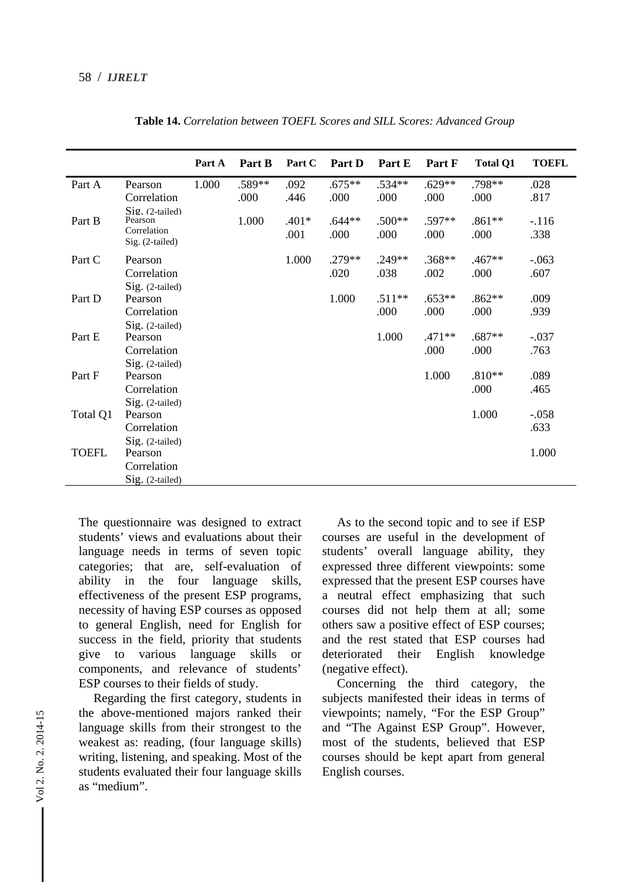**Table 14.** *Correlation between TOEFL Scores and SILL Scores: Advanced Group*

| | | Part A | Part B | Part C | Part D | Part E | Part F | Total Q1 | TOEFL |
|---|---|---|---|---|---|---|---|---|---|
| Part A | Pearson Correlation | 1.000 | .589** | .092 | .675** | .534** | .629** | .798** | .028 |
| | Sig. (2-tailed) | | .000 | .446 | .000 | .000 | .000 | .000 | .817 |
| Part B | Pearson Correlation | | 1.000 | .401* | .644** | .500** | .597** | .861** | -.116 |
| | Sig. (2-tailed) | | | .001 | .000 | .000 | .000 | .000 | .338 |
| Part C | Pearson Correlation | | | 1.000 | .279** | .249** | .368** | .467** | -.063 |
| | Sig. (2-tailed) | | | | .020 | .038 | .002 | .000 | .607 |
| Part D | Pearson Correlation | | | | 1.000 | .511** | .653** | .862** | .009 |
| | Sig. (2-tailed) | | | | | .000 | .000 | .000 | .939 |
| Part E | Pearson Correlation | | | | | 1.000 | .471** | .687** | -.037 |
| | Sig. (2-tailed) | | | | | | .000 | .000 | .763 |
| Part F | Pearson Correlation | | | | | | 1.000 | .810** | .089 |
| | Sig. (2-tailed) | | | | | | | .000 | .465 |
| Total Q1 | Pearson Correlation | | | | | | | 1.000 | -.058 |
| | Sig. (2-tailed) | | | | | | | | .633 |
| TOEFL | Pearson Correlation | | | | | | | | 1.000 |
| | Sig. (2-tailed) | | | | | | | | |

The questionnaire was designed to extract students' views and evaluations about their language needs in terms of seven topic categories; that are, self-evaluation of ability in the four language skills, effectiveness of the present ESP programs, necessity of having ESP courses as opposed to general English, need for English for success in the field, priority that students give to various language skills or components, and relevance of students' ESP courses to their fields of study.

Regarding the first category, students in the above-mentioned majors ranked their language skills from their strongest to the weakest as: reading, (four language skills) writing, listening, and speaking. Most of the students evaluated their four language skills as "medium".

As to the second topic and to see if ESP courses are useful in the development of students' overall language ability, they expressed three different viewpoints: some expressed that the present ESP courses have a neutral effect emphasizing that such courses did not help them at all; some others saw a positive effect of ESP courses; and the rest stated that ESP courses had deteriorated their English knowledge (negative effect).

Concerning the third category, the subjects manifested their ideas in terms of viewpoints; namely, "For the ESP Group" and "The Against ESP Group". However, most of the students, believed that ESP courses should be kept apart from general English courses.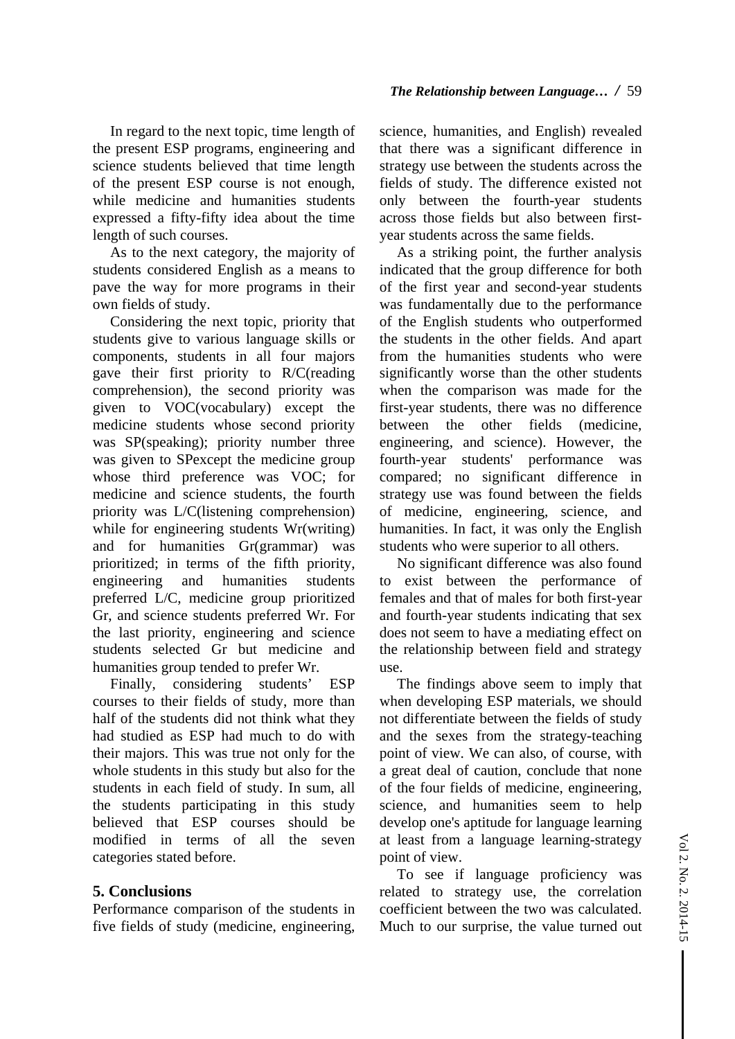In regard to the next topic, time length of the present ESP programs, engineering and science students believed that time length of the present ESP course is not enough, while medicine and humanities students expressed a fifty-fifty idea about the time length of such courses.

As to the next category, the majority of students considered English as a means to pave the way for more programs in their own fields of study.

Considering the next topic, priority that students give to various language skills or components, students in all four majors gave their first priority to R/C(reading comprehension), the second priority was given to VOC(vocabulary) except the medicine students whose second priority was SP(speaking); priority number three was given to SPexcept the medicine group whose third preference was VOC; for medicine and science students, the fourth priority was L/C(listening comprehension) while for engineering students Wr(writing) and for humanities Gr(grammar) was prioritized; in terms of the fifth priority, engineering and humanities students preferred L/C, medicine group prioritized Gr, and science students preferred Wr. For the last priority, engineering and science students selected Gr but medicine and humanities group tended to prefer Wr.

Finally, considering students' ESP courses to their fields of study, more than half of the students did not think what they had studied as ESP had much to do with their majors. This was true not only for the whole students in this study but also for the students in each field of study. In sum, all the students participating in this study believed that ESP courses should be modified in terms of all the seven categories stated before.

## 5. Conclusions

Performance comparison of the students in five fields of study (medicine, engineering, science, humanities, and English) revealed that there was a significant difference in strategy use between the students across the fields of study. The difference existed not only between the fourth-year students across those fields but also between first-year students across the same fields.

As a striking point, the further analysis indicated that the group difference for both of the first year and second-year students was fundamentally due to the performance of the English students who outperformed the students in the other fields. And apart from the humanities students who were significantly worse than the other students when the comparison was made for the first-year students, there was no difference between the other fields (medicine, engineering, and science). However, the fourth-year students' performance was compared; no significant difference in strategy use was found between the fields of medicine, engineering, science, and humanities. In fact, it was only the English students who were superior to all others.

No significant difference was also found to exist between the performance of females and that of males for both first-year and fourth-year students indicating that sex does not seem to have a mediating effect on the relationship between field and strategy use.

The findings above seem to imply that when developing ESP materials, we should not differentiate between the fields of study and the sexes from the strategy-teaching point of view. We can also, of course, with a great deal of caution, conclude that none of the four fields of medicine, engineering, science, and humanities seem to help develop one's aptitude for language learning at least from a language learning-strategy point of view.

To see if language proficiency was related to strategy use, the correlation coefficient between the two was calculated. Much to our surprise, the value turned out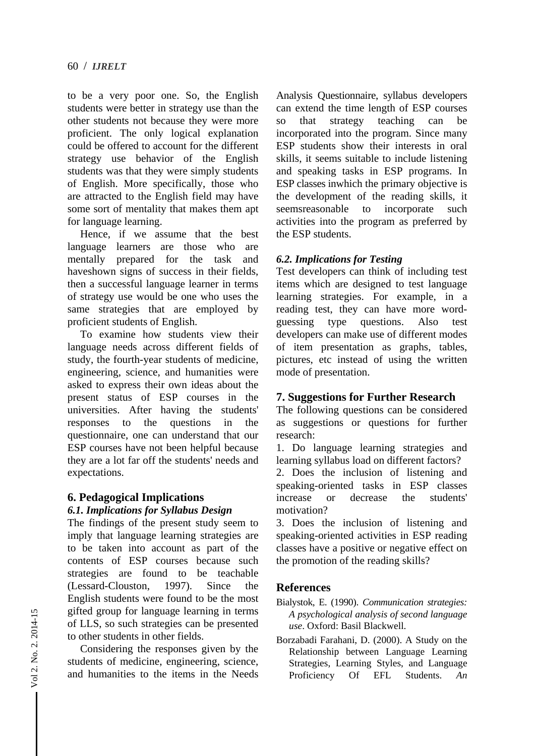to be a very poor one. So, the English students were better in strategy use than the other students not because they were more proficient. The only logical explanation could be offered to account for the different strategy use behavior of the English students was that they were simply students of English. More specifically, those who are attracted to the English field may have some sort of mentality that makes them apt for language learning.

Hence, if we assume that the best language learners are those who are mentally prepared for the task and haveshown signs of success in their fields, then a successful language learner in terms of strategy use would be one who uses the same strategies that are employed by proficient students of English.

To examine how students view their language needs across different fields of study, the fourth-year students of medicine, engineering, science, and humanities were asked to express their own ideas about the present status of ESP courses in the universities. After having the students' responses to the questions in the questionnaire, one can understand that our ESP courses have not been helpful because they are a lot far off the students' needs and expectations.

## 6. Pedagogical Implications

### *6.1. Implications for Syllabus Design*

The findings of the present study seem to imply that language learning strategies are to be taken into account as part of the contents of ESP courses because such strategies are found to be teachable (Lessard-Clouston, 1997). Since the English students were found to be the most gifted group for language learning in terms of LLS, so such strategies can be presented to other students in other fields.

Considering the responses given by the students of medicine, engineering, science, and humanities to the items in the Needs Analysis Questionnaire, syllabus developers can extend the time length of ESP courses so that strategy teaching can be incorporated into the program. Since many ESP students show their interests in oral skills, it seems suitable to include listening and speaking tasks in ESP programs. In ESP classes inwhich the primary objective is the development of the reading skills, it seemsreasonable to incorporate such activities into the program as preferred by the ESP students.

### *6.2. Implications for Testing*

Test developers can think of including test items which are designed to test language learning strategies. For example, in a reading test, they can have more word-guessing type questions. Also test developers can make use of different modes of item presentation as graphs, tables, pictures, etc instead of using the written mode of presentation.

## 7. Suggestions for Further Research

The following questions can be considered as suggestions or questions for further research:

1. Do language learning strategies and learning syllabus load on different factors?
2. Does the inclusion of listening and speaking-oriented tasks in ESP classes increase or decrease the students' motivation?
3. Does the inclusion of listening and speaking-oriented activities in ESP reading classes have a positive or negative effect on the promotion of the reading skills?

## References

Bialystok, E. (1990). *Communication strategies: A psychological analysis of second language use*. Oxford: Basil Blackwell.

Borzabadi Farahani, D. (2000). A Study on the Relationship between Language Learning Strategies, Learning Styles, and Language Proficiency Of EFL Students. *An*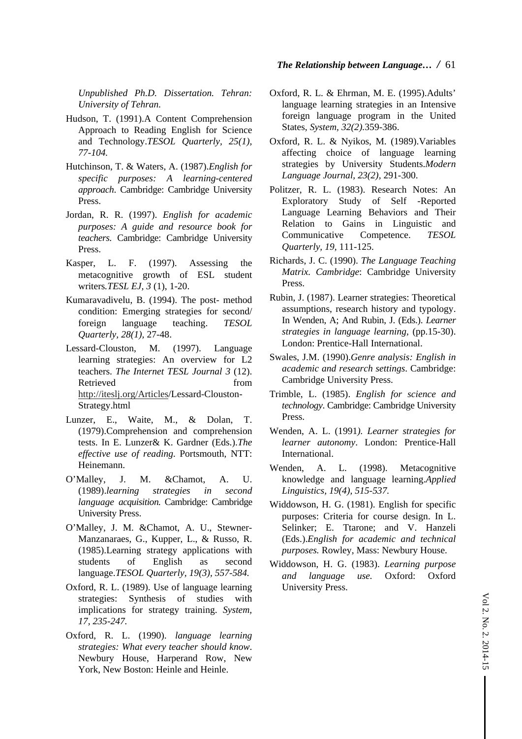*Unpublished Ph.D. Dissertation. Tehran: University of Tehran.*

Hudson, T. (1991).A Content Comprehension Approach to Reading English for Science and Technology.*TESOL Quarterly, 25(1), 77-104.*

Hutchinson, T. & Waters, A. (1987).*English for specific purposes: A learning-centered approach*. Cambridge: Cambridge University Press.

Jordan, R. R. (1997). *English for academic purposes: A guide and resource book for teachers.* Cambridge: Cambridge University Press.

Kasper, L. F. (1997). Assessing the metacognitive growth of ESL student writers.*TESL EJ, 3* (1), 1-20.

Kumaravadivelu, B. (1994). The post- method condition: Emerging strategies for second/ foreign language teaching. *TESOL Quarterly, 28(1),* 27-48.

Lessard-Clouston, M. (1997). Language learning strategies: An overview for L2 teachers. *The Internet TESL Journal 3* (12). Retrieved from http://iteslj.org/Articles/Lessard-Clouston-Strategy.html

Lunzer, E., Waite, M., & Dolan, T. (1979).Comprehension and comprehension tests. In E. Lunzer& K. Gardner (Eds.).*The effective use of reading*. Portsmouth, NTT: Heinemann.

O'Malley, J. M. &Chamot, A. U. (1989).*learning strategies in second language acquisition.* Cambridge: Cambridge University Press.

O'Malley, J. M. &Chamot, A. U., Stewner-Manzanaraes, G., Kupper, L., & Russo, R. (1985).Learning strategy applications with students of English as second language.*TESOL Quarterly, 19(3), 557-584.*

Oxford, R. L. (1989). Use of language learning strategies: Synthesis of studies with implications for strategy training. *System, 17, 235-247.*

Oxford, R. L. (1990). *language learning strategies: What every teacher should know*. Newbury House, Harperand Row, New York, New Boston: Heinle and Heinle.

Oxford, R. L. & Ehrman, M. E. (1995).Adults' language learning strategies in an Intensive foreign language program in the United States, *System, 32(2).*359-386.

Oxford, R. L. & Nyikos, M. (1989).Variables affecting choice of language learning strategies by University Students.*Modern Language Journal, 23(2),* 291-300.

Politzer, R. L. (1983). Research Notes: An Exploratory Study of Self -Reported Language Learning Behaviors and Their Relation to Gains in Linguistic and Communicative Competence. *TESOL Quarterly, 19*, 111-125.

Richards, J. C. (1990). *The Language Teaching Matrix. Cambridge*: Cambridge University Press.

Rubin, J. (1987). Learner strategies: Theoretical assumptions, research history and typology. In Wenden, A; And Rubin, J. (Eds.). *Learner strategies in language learning,* (pp.15-30). London: Prentice-Hall International.

Swales, J.M. (1990).*Genre analysis: English in academic and research settings*. Cambridge: Cambridge University Press.

Trimble, L. (1985). *English for science and technology.* Cambridge: Cambridge University Press.

Wenden, A. L. (1991*). Learner strategies for learner autonomy*. London: Prentice-Hall International.

Wenden, A. L. (1998). Metacognitive knowledge and language learning.*Applied Linguistics, 19(4), 515-537.*

Widdowson, H. G. (1981). English for specific purposes: Criteria for course design. In L. Selinker; E. Ttarone; and V. Hanzeli (Eds.).*English for academic and technical purposes.* Rowley, Mass: Newbury House.

Widdowson, H. G. (1983). *Learning purpose and language use.* Oxford: Oxford University Press.